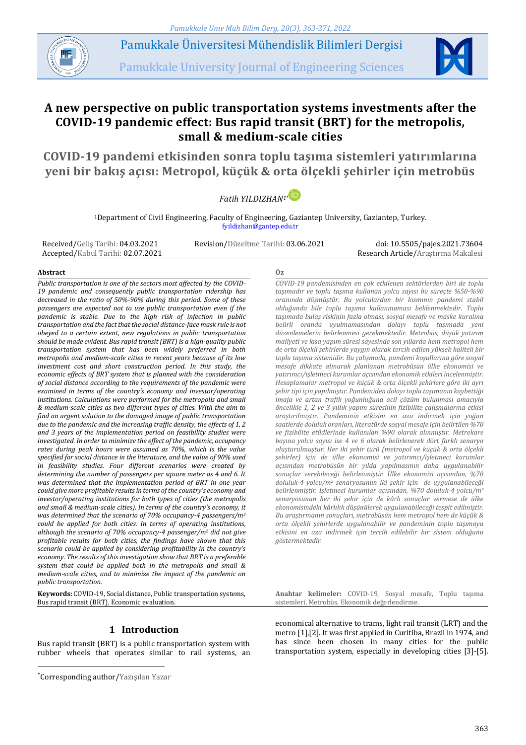Pamukkale Üniversitesi Mühendislik Bilimleri Dergisi

Pamukkale University Journal of Engineering Sciences

# A new perspective on public transportation systems investments after the COVID-19 pandemic effect: Bus rapid transit (BRT) for the metropolis, small & medium-scale cities

## COVID-19 pandemi etkisinden sonra toplu taşıma sistemleri yatırımlarına yeni bir bakış açısı: Metropol, küçük & orta ölçekli şehirler için metrobüs

*Fatih YILDIZHAN[1]**

[1]Department of Civil Engineering, Faculty of Engineering, Gaziantep University, Gaziantep, Turkey.
fyildizhan@gantep.edu.tr

Received/Geliş Tarihi: 04.03.2021
Revision/Düzeltme Tarihi: 03.06.2021
Accepted/Kabul Tarihi: 02.07.2021
doi: 10.5505/pajes.2021.73604
Research Article/Araştırma Makalesi

### Abstract

*Public transportation is one of the sectors most affected by the COVID-19 pandemic and consequently public transportation ridership has decreased in the ratio of 50%-90% during this period. Some of these passengers are expected not to use public transportation even if the pandemic is stable. Due to the high risk of infection in public transportation and the fact that the social distance-face mask rule is not obeyed to a certain extent, new regulations in public transportation should be made evident. Bus rapid transit (BRT) is a high-quality public transportation system that has been widely preferred in both metropolis and medium-scale cities in recent years because of its low investment cost and short construction period. In this study, the economic effects of BRT system that is planned with the consideration of social distance according to the requirements of the pandemic were examined in terms of the country's economy and investor/operating institutions. Calculations were performed for the metropolis and small & medium-scale cities as two different types of cities. With the aim to find an urgent solution to the damaged image of public transportation due to the pandemic and the increasing traffic density, the effects of 1, 2 and 3 years of the implementation period on feasibility studies were investigated. In order to minimize the effect of the pandemic, occupancy rates during peak hours were assumed as 70%, which is the value specified for social distance in the literature, and the value of 90% used in feasibility studies. Four different scenarios were created by determining the number of passengers per square meter as 4 and 6. It was determined that the implementation period of BRT in one year could give more profitable results in terms of the country's economy and investor/operating institutions for both types of cities (the metropolis and small & medium-scale cities). In terms of the country's economy, it was determined that the scenario of 70% occupancy-4 passengers/m² could be applied for both cities. In terms of operating institutions, although the scenario of 70% occupancy-4 passenger/m² did not give profitable results for both cities, the findings have shown that this scenario could be applied by considering profitability in the country's economy. The results of this investigation show that BRT is a preferable system that could be applied both in the metropolis and small & medium-scale cities, and to minimize the impact of the pandemic on public transportation.*

**Keywords:** COVID-19, Social distance, Public transportation systems, Bus rapid transit (BRT), Economic evaluation.

### Öz

*COVID-19 pandemisinden en çok etkilenen sektörlerden biri de toplu taşımadır ve toplu taşıma kullanan yolcu sayısı bu süreçte %50-%90 oranında düşmüştür. Bu yolculardan bir kısmının pandemi stabil olduğunda bile toplu taşıma kullanmaması beklenmektedir. Toplu taşımada bulaş riskinin fazla olması, sosyal mesafe ve maske kuralına belirli oranda uyulmamasından dolayı toplu taşımada yeni düzenlemelerin belirlenmesi gerekmektedir. Metrobüs, düşük yatırım maliyeti ve kısa yapım süresi sayesinde son yıllarda hem metropol hem de orta ölçekli şehirlerde yaygın olarak tercih edilen yüksek kaliteli bir toplu taşıma sistemidir. Bu çalışmada, pandemi koşullarına göre sosyal mesafe dikkate alınarak planlanan metrobüsün ülke ekonomisi ve yatırımcı/işletmeci kurumlar açısından ekonomik etkileri incelenmiştir. Hesaplamalar metropol ve küçük & orta ölçekli şehirlere göre iki ayrı şehir tipi için yapılmıştır. Pandemiden dolayı toplu taşımanın kaybettiği imaja ve artan trafik yoğunluğuna acil çözüm bulunması amacıyla öncelikle 1, 2 ve 3 yıllık yapım süresinin fizibilite çalışmalarına etkisi araştırılmıştır. Pandeminin etkisini en aza indirmek için yoğun saatlerde doluluk oranları, literatürde sosyal mesafe için belirtilen %70 ve fizibilite etüdlerinde kullanılan %90 olarak alınmıştır. Metrekare başına yolcu sayısı ise 4 ve 6 olarak belirlenerek dört farklı senaryo oluşturulmuştur. Her iki şehir türü (metropol ve küçük & orta ölçekli şehirler) için de ülke ekonomisi ve yatırımcı/işletmeci kurumlar açısından metrobüsün bir yılda yapılmasının daha uygulanabilir sonuçlar verebileceği belirlenmiştir. Ülke ekonomisi açısından, %70 doluluk-4 yolcu/m² senaryosunun iki şehir için de uygulanabileceği belirlenmiştir. İşletmeci kurumlar açısından, %70 doluluk-4 yolcu/m² senaryosunun her iki şehir için de kârlı sonuçlar vermese de ülke ekonomisindeki kârlılık düşünülerek uygulanabileceği tespit edilmiştir. Bu araştırmanın sonuçları, metrobüsün hem metropol hem de küçük & orta ölçekli şehirlerde uygulanabilir ve pandeminin toplu taşımaya etkisini en aza indirmek için tercih edilebilir bir sistem olduğunu göstermektedir.*

**Anahtar kelimeler:** COVID-19, Sosyal mesafe, Toplu taşıma sistemleri, Metrobüs, Ekonomik değerlendirme.

## 1 Introduction

Bus rapid transit (BRT) is a public transportation system with rubber wheels that operates similar to rail systems, an economical alternative to trams, light rail transit (LRT) and the metro [1],[2]. It was first applied in Curitiba, Brazil in 1974, and has since been chosen in many cities for the public transportation system, especially in developing cities [3]-[5].

*Corresponding author/Yazışılan Yazar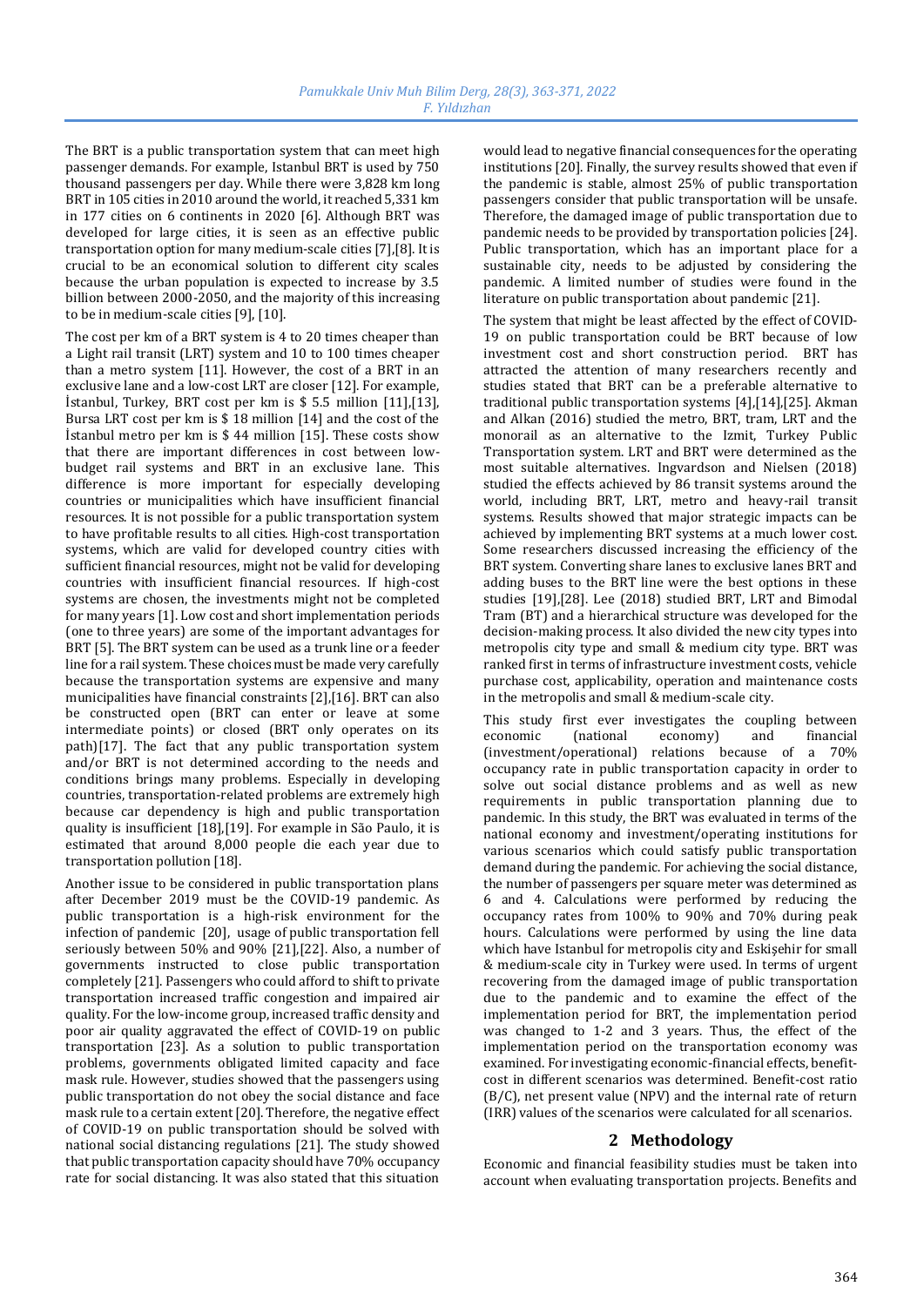The BRT is a public transportation system that can meet high passenger demands. For example, Istanbul BRT is used by 750 thousand passengers per day. While there were 3,828 km long BRT in 105 cities in 2010 around the world, it reached 5,331 km in 177 cities on 6 continents in 2020 [6]. Although BRT was developed for large cities, it is seen as an effective public transportation option for many medium-scale cities [7],[8]. It is crucial to be an economical solution to different city scales because the urban population is expected to increase by 3.5 billion between 2000-2050, and the majority of this increasing to be in medium-scale cities [9], [10].

The cost per km of a BRT system is 4 to 20 times cheaper than a Light rail transit (LRT) system and 10 to 100 times cheaper than a metro system [11]. However, the cost of a BRT in an exclusive lane and a low-cost LRT are closer [12]. For example, İstanbul, Turkey, BRT cost per km is $ 5.5 million [11],[13], Bursa LRT cost per km is $ 18 million [14] and the cost of the İstanbul metro per km is $ 44 million [15]. These costs show that there are important differences in cost between low-budget rail systems and BRT in an exclusive lane. This difference is more important for especially developing countries or municipalities which have insufficient financial resources. It is not possible for a public transportation system to have profitable results to all cities. High-cost transportation systems, which are valid for developed country cities with sufficient financial resources, might not be valid for developing countries with insufficient financial resources. If high-cost systems are chosen, the investments might not be completed for many years [1]. Low cost and short implementation periods (one to three years) are some of the important advantages for BRT [5]. The BRT system can be used as a trunk line or a feeder line for a rail system. These choices must be made very carefully because the transportation systems are expensive and many municipalities have financial constraints [2],[16]. BRT can also be constructed open (BRT can enter or leave at some intermediate points) or closed (BRT only operates on its path)[17]. The fact that any public transportation system and/or BRT is not determined according to the needs and conditions brings many problems. Especially in developing countries, transportation-related problems are extremely high because car dependency is high and public transportation quality is insufficient [18],[19]. For example in São Paulo, it is estimated that around 8,000 people die each year due to transportation pollution [18].

Another issue to be considered in public transportation plans after December 2019 must be the COVID-19 pandemic. As public transportation is a high-risk environment for the infection of pandemic [20], usage of public transportation fell seriously between 50% and 90% [21],[22]. Also, a number of governments instructed to close public transportation completely [21]. Passengers who could afford to shift to private transportation increased traffic congestion and impaired air quality. For the low-income group, increased traffic density and poor air quality aggravated the effect of COVID-19 on public transportation [23]. As a solution to public transportation problems, governments obligated limited capacity and face mask rule. However, studies showed that the passengers using public transportation do not obey the social distance and face mask rule to a certain extent [20]. Therefore, the negative effect of COVID-19 on public transportation should be solved with national social distancing regulations [21]. The study showed that public transportation capacity should have 70% occupancy rate for social distancing. It was also stated that this situation would lead to negative financial consequences for the operating institutions [20]. Finally, the survey results showed that even if the pandemic is stable, almost 25% of public transportation passengers consider that public transportation will be unsafe. Therefore, the damaged image of public transportation due to pandemic needs to be provided by transportation policies [24]. Public transportation, which has an important place for a sustainable city, needs to be adjusted by considering the pandemic. A limited number of studies were found in the literature on public transportation about pandemic [21].

The system that might be least affected by the effect of COVID-19 on public transportation could be BRT because of low investment cost and short construction period. BRT has attracted the attention of many researchers recently and studies stated that BRT can be a preferable alternative to traditional public transportation systems [4],[14],[25]. Akman and Alkan (2016) studied the metro, BRT, tram, LRT and the monorail as an alternative to the Izmit, Turkey Public Transportation system. LRT and BRT were determined as the most suitable alternatives. Ingvardson and Nielsen (2018) studied the effects achieved by 86 transit systems around the world, including BRT, LRT, metro and heavy-rail transit systems. Results showed that major strategic impacts can be achieved by implementing BRT systems at a much lower cost. Some researchers discussed increasing the efficiency of the BRT system. Converting share lanes to exclusive lanes BRT and adding buses to the BRT line were the best options in these studies [19],[28]. Lee (2018) studied BRT, LRT and Bimodal Tram (BT) and a hierarchical structure was developed for the decision-making process. It also divided the new city types into metropolis city type and small & medium city type. BRT was ranked first in terms of infrastructure investment costs, vehicle purchase cost, applicability, operation and maintenance costs in the metropolis and small & medium-scale city.

This study first ever investigates the coupling between economic (national economy) and financial (investment/operational) relations because of a 70% occupancy rate in public transportation capacity in order to solve out social distance problems and as well as new requirements in public transportation planning due to pandemic. In this study, the BRT was evaluated in terms of the national economy and investment/operating institutions for various scenarios which could satisfy public transportation demand during the pandemic. For achieving the social distance, the number of passengers per square meter was determined as 6 and 4. Calculations were performed by reducing the occupancy rates from 100% to 90% and 70% during peak hours. Calculations were performed by using the line data which have Istanbul for metropolis city and Eskişehir for small & medium-scale city in Turkey were used. In terms of urgent recovering from the damaged image of public transportation due to the pandemic and to examine the effect of the implementation period for BRT, the implementation period was changed to 1-2 and 3 years. Thus, the effect of the implementation period on the transportation economy was examined. For investigating economic-financial effects, benefit-cost in different scenarios was determined. Benefit-cost ratio (B/C), net present value (NPV) and the internal rate of return (IRR) values of the scenarios were calculated for all scenarios.

## 2 Methodology

Economic and financial feasibility studies must be taken into account when evaluating transportation projects. Benefits and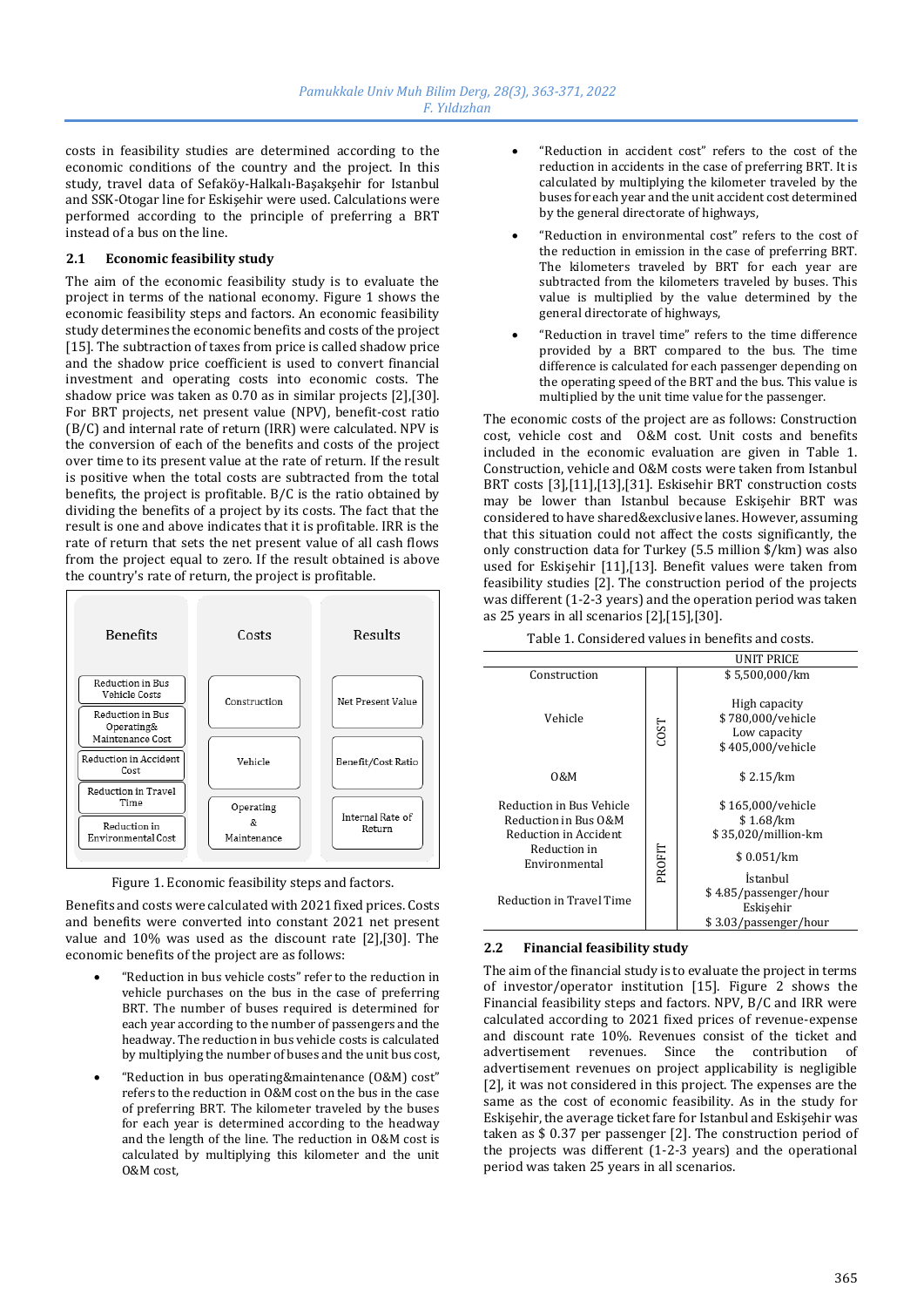costs in feasibility studies are determined according to the economic conditions of the country and the project. In this study, travel data of Sefaköy-Halkalı-Başakşehir for Istanbul and SSK-Otogar line for Eskişehir were used. Calculations were performed according to the principle of preferring a BRT instead of a bus on the line.

### 2.1 Economic feasibility study

The aim of the economic feasibility study is to evaluate the project in terms of the national economy. Figure 1 shows the economic feasibility steps and factors. An economic feasibility study determines the economic benefits and costs of the project [15]. The subtraction of taxes from price is called shadow price and the shadow price coefficient is used to convert financial investment and operating costs into economic costs. The shadow price was taken as 0.70 as in similar projects [2],[30]. For BRT projects, net present value (NPV), benefit-cost ratio (B/C) and internal rate of return (IRR) were calculated. NPV is the conversion of each of the benefits and costs of the project over time to its present value at the rate of return. If the result is positive when the total costs are subtracted from the total benefits, the project is profitable. B/C is the ratio obtained by dividing the benefits of a project by its costs. The fact that the result is one and above indicates that it is profitable. IRR is the rate of return that sets the net present value of all cash flows from the project equal to zero. If the result obtained is above the country's rate of return, the project is profitable.

| Benefits | Costs | Results |
|---|---|---|
| Reduction in Bus Vehicle Costs | Construction | Net Present Value |
| Reduction in Bus Operating& Maintenance Cost | Vehicle | Benefit/Cost Ratio |
| Reduction in Accident Cost | Operating & Maintenance | Internal Rate of Return |
| Reduction in Travel Time | | |
| Reduction in Environmental Cost | | |

Figure 1. Economic feasibility steps and factors.

Benefits and costs were calculated with 2021 fixed prices. Costs and benefits were converted into constant 2021 net present value and 10% was used as the discount rate [2],[30]. The economic benefits of the project are as follows:

- "Reduction in bus vehicle costs" refer to the reduction in vehicle purchases on the bus in the case of preferring BRT. The number of buses required is determined for each year according to the number of passengers and the headway. The reduction in bus vehicle costs is calculated by multiplying the number of buses and the unit bus cost,
- "Reduction in bus operating&maintenance (O&M) cost" refers to the reduction in O&M cost on the bus in the case of preferring BRT. The kilometer traveled by the buses for each year is determined according to the headway and the length of the line. The reduction in O&M cost is calculated by multiplying this kilometer and the unit O&M cost,
- "Reduction in accident cost" refers to the cost of the reduction in accidents in the case of preferring BRT. It is calculated by multiplying the kilometer traveled by the buses for each year and the unit accident cost determined by the general directorate of highways,
- "Reduction in environmental cost" refers to the cost of the reduction in emission in the case of preferring BRT. The kilometers traveled by BRT for each year are subtracted from the kilometers traveled by buses. This value is multiplied by the value determined by the general directorate of highways,
- "Reduction in travel time" refers to the time difference provided by a BRT compared to the bus. The time difference is calculated for each passenger depending on the operating speed of the BRT and the bus. This value is multiplied by the unit time value for the passenger.

The economic costs of the project are as follows: Construction cost, vehicle cost and O&M cost. Unit costs and benefits included in the economic evaluation are given in Table 1. Construction, vehicle and O&M costs were taken from Istanbul BRT costs [3],[11],[13],[31]. Eskisehir BRT construction costs may be lower than Istanbul because Eskişehir BRT was considered to have shared&exclusive lanes. However, assuming that this situation could not affect the costs significantly, the only construction data for Turkey (5.5 million $/km) was also used for Eskişehir [11],[13]. Benefit values were taken from feasibility studies [2]. The construction period of the projects was different (1-2-3 years) and the operation period was taken as 25 years in all scenarios [2],[15],[30].

Table 1. Considered values in benefits and costs.

| | | UNIT PRICE |
|---|---|---|
| Construction | COST | $ 5,500,000/km |
| Vehicle | | High capacity<br>$ 780,000/vehicle<br>Low capacity<br>$ 405,000/vehicle |
| O&M | | $ 2.15/km |
| Reduction in Bus Vehicle | PROFIT | $ 165,000/vehicle |
| Reduction in Bus O&M | | $ 1.68/km |
| Reduction in Accident | | $ 35,020/million-km |
| Reduction in Environmental | | $ 0.051/km |
| Reduction in Travel Time | | İstanbul<br>$ 4.85/passenger/hour<br>Eskişehir<br>$ 3.03/passenger/hour |

### 2.2 Financial feasibility study

The aim of the financial study is to evaluate the project in terms of investor/operator institution [15]. Figure 2 shows the Financial feasibility steps and factors. NPV, B/C and IRR were calculated according to 2021 fixed prices of revenue-expense and discount rate 10%. Revenues consist of the ticket and advertisement revenues. Since the contribution of advertisement revenues on project applicability is negligible [2], it was not considered in this project. The expenses are the same as the cost of economic feasibility. As in the study for Eskişehir, the average ticket fare for Istanbul and Eskişehir was taken as $ 0.37 per passenger [2]. The construction period of the projects was different (1-2-3 years) and the operational period was taken 25 years in all scenarios.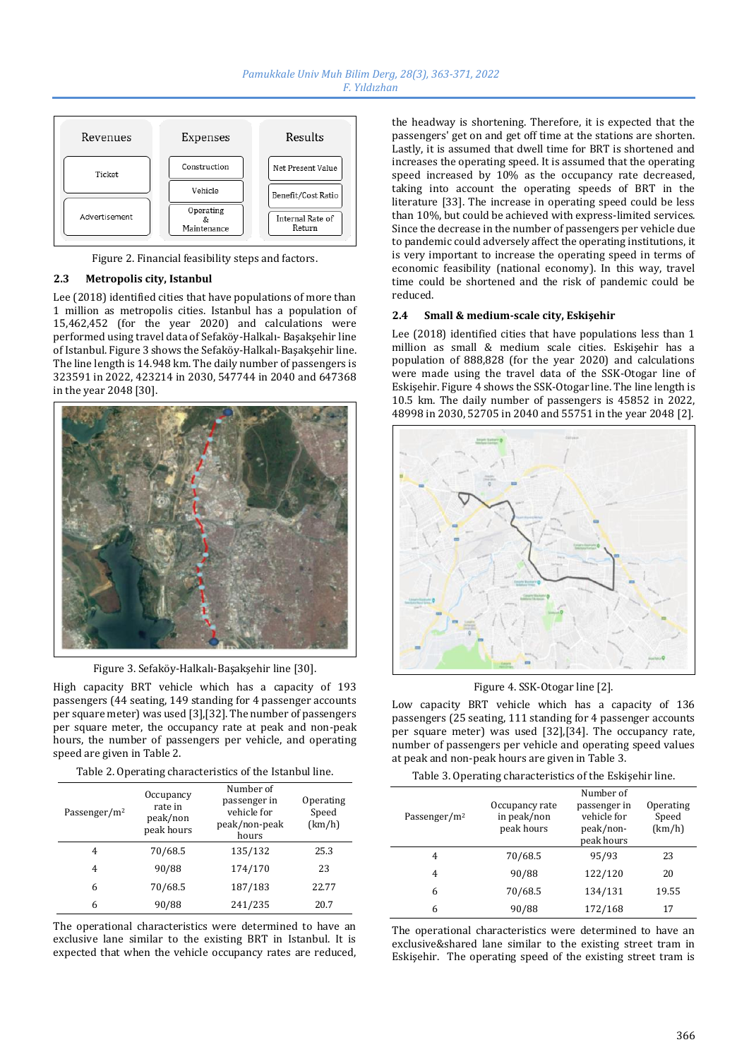Figure 2. Financial feasibility steps and factors.

### 2.3 Metropolis city, Istanbul

Lee (2018) identified cities that have populations of more than 1 million as metropolis cities. Istanbul has a population of 15,462,452 (for the year 2020) and calculations were performed using travel data of Sefaköy-Halkalı- Başakşehir line of Istanbul. Figure 3 shows the Sefaköy-Halkalı-Başakşehir line. The line length is 14.948 km. The daily number of passengers is 323591 in 2022, 423214 in 2030, 547744 in 2040 and 647368 in the year 2048 [30].

Figure 3. Sefaköy-Halkalı-Başakşehir line [30].

High capacity BRT vehicle which has a capacity of 193 passengers (44 seating, 149 standing for 4 passenger accounts per square meter) was used [3],[32]. The number of passengers per square meter, the occupancy rate at peak and non-peak hours, the number of passengers per vehicle, and operating speed are given in Table 2.

Table 2. Operating characteristics of the Istanbul line.

| Passenger/m² | Occupancy rate in peak/non peak hours | Number of passenger in vehicle for peak/non-peak hours | Operating Speed (km/h) |
|---|---|---|---|
| 4 | 70/68.5 | 135/132 | 25.3 |
| 4 | 90/88 | 174/170 | 23 |
| 6 | 70/68.5 | 187/183 | 22.77 |
| 6 | 90/88 | 241/235 | 20.7 |

The operational characteristics were determined to have an exclusive lane similar to the existing BRT in Istanbul. It is expected that when the vehicle occupancy rates are reduced, the headway is shortening. Therefore, it is expected that the passengers' get on and get off time at the stations are shorten. Lastly, it is assumed that dwell time for BRT is shortened and increases the operating speed. It is assumed that the operating speed increased by 10% as the occupancy rate decreased, taking into account the operating speeds of BRT in the literature [33]. The increase in operating speed could be less than 10%, but could be achieved with express-limited services. Since the decrease in the number of passengers per vehicle due to pandemic could adversely affect the operating institutions, it is very important to increase the operating speed in terms of economic feasibility (national economy). In this way, travel time could be shortened and the risk of pandemic could be reduced.

### 2.4 Small & medium-scale city, Eskişehir

Lee (2018) identified cities that have populations less than 1 million as small & medium scale cities. Eskişehir has a population of 888,828 (for the year 2020) and calculations were made using the travel data of the SSK-Otogar line of Eskişehir. Figure 4 shows the SSK-Otogar line. The line length is 10.5 km. The daily number of passengers is 45852 in 2022, 48998 in 2030, 52705 in 2040 and 55751 in the year 2048 [2].

Figure 4. SSK-Otogar line [2].

Low capacity BRT vehicle which has a capacity of 136 passengers (25 seating, 111 standing for 4 passenger accounts per square meter) was used [32],[34]. The occupancy rate, number of passengers per vehicle and operating speed values at peak and non-peak hours are given in Table 3.

Table 3. Operating characteristics of the Eskişehir line.

| Passenger/m² | Occupancy rate in peak/non peak hours | Number of passenger in vehicle for peak/non-peak hours | Operating Speed (km/h) |
|---|---|---|---|
| 4 | 70/68.5 | 95/93 | 23 |
| 4 | 90/88 | 122/120 | 20 |
| 6 | 70/68.5 | 134/131 | 19.55 |
| 6 | 90/88 | 172/168 | 17 |

The operational characteristics were determined to have an exclusive&shared lane similar to the existing street tram in Eskişehir. The operating speed of the existing street tram is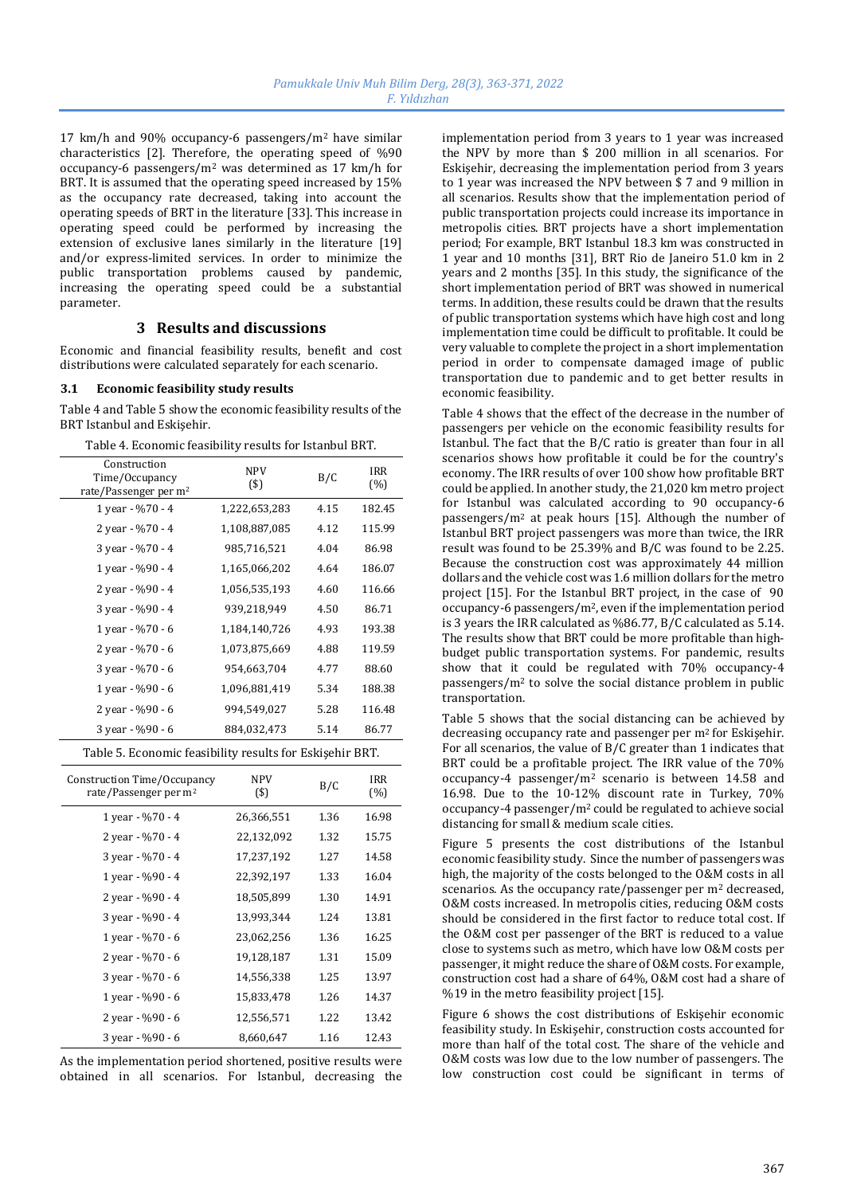17 km/h and 90% occupancy-6 passengers/m² have similar characteristics [2]. Therefore, the operating speed of %90 occupancy-6 passengers/m² was determined as 17 km/h for BRT. It is assumed that the operating speed increased by 15% as the occupancy rate decreased, taking into account the operating speeds of BRT in the literature [33]. This increase in operating speed could be performed by increasing the extension of exclusive lanes similarly in the literature [19] and/or express-limited services. In order to minimize the public transportation problems caused by pandemic, increasing the operating speed could be a substantial parameter.

## 3 Results and discussions

Economic and financial feasibility results, benefit and cost distributions were calculated separately for each scenario.

### 3.1 Economic feasibility study results

Table 4 and Table 5 show the economic feasibility results of the BRT Istanbul and Eskişehir.

Table 4. Economic feasibility results for Istanbul BRT.

| Construction Time/Occupancy rate/Passenger per m² | NPV ($) | B/C | IRR (%) |
|---|---|---|---|
| 1 year - %70 - 4 | 1,222,653,283 | 4.15 | 182.45 |
| 2 year - %70 - 4 | 1,108,887,085 | 4.12 | 115.99 |
| 3 year - %70 - 4 | 985,716,521 | 4.04 | 86.98 |
| 1 year - %90 - 4 | 1,165,066,202 | 4.64 | 186.07 |
| 2 year - %90 - 4 | 1,056,535,193 | 4.60 | 116.66 |
| 3 year - %90 - 4 | 939,218,949 | 4.50 | 86.71 |
| 1 year - %70 - 6 | 1,184,140,726 | 4.93 | 193.38 |
| 2 year - %70 - 6 | 1,073,875,669 | 4.88 | 119.59 |
| 3 year - %70 - 6 | 954,663,704 | 4.77 | 88.60 |
| 1 year - %90 - 6 | 1,096,881,419 | 5.34 | 188.38 |
| 2 year - %90 - 6 | 994,549,027 | 5.28 | 116.48 |
| 3 year - %90 - 6 | 884,032,473 | 5.14 | 86.77 |

Table 5. Economic feasibility results for Eskişehir BRT.

| Construction Time/Occupancy rate/Passenger per m² | NPV ($) | B/C | IRR (%) |
|---|---|---|---|
| 1 year - %70 - 4 | 26,366,551 | 1.36 | 16.98 |
| 2 year - %70 - 4 | 22,132,092 | 1.32 | 15.75 |
| 3 year - %70 - 4 | 17,237,192 | 1.27 | 14.58 |
| 1 year - %90 - 4 | 22,392,197 | 1.33 | 16.04 |
| 2 year - %90 - 4 | 18,505,899 | 1.30 | 14.91 |
| 3 year - %90 - 4 | 13,993,344 | 1.24 | 13.81 |
| 1 year - %70 - 6 | 23,062,256 | 1.36 | 16.25 |
| 2 year - %70 - 6 | 19,128,187 | 1.31 | 15.09 |
| 3 year - %70 - 6 | 14,556,338 | 1.25 | 13.97 |
| 1 year - %90 - 6 | 15,833,478 | 1.26 | 14.37 |
| 2 year - %90 - 6 | 12,556,571 | 1.22 | 13.42 |
| 3 year - %90 - 6 | 8,660,647 | 1.16 | 12.43 |

As the implementation period shortened, positive results were obtained in all scenarios. For Istanbul, decreasing the implementation period from 3 years to 1 year was increased the NPV by more than $ 200 million in all scenarios. For Eskişehir, decreasing the implementation period from 3 years to 1 year was increased the NPV between $ 7 and 9 million in all scenarios. Results show that the implementation period of public transportation projects could increase its importance in metropolis cities. BRT projects have a short implementation period; For example, BRT Istanbul 18.3 km was constructed in 1 year and 10 months [31], BRT Rio de Janeiro 51.0 km in 2 years and 2 months [35]. In this study, the significance of the short implementation period of BRT was showed in numerical terms. In addition, these results could be drawn that the results of public transportation systems which have high cost and long implementation time could be difficult to profitable. It could be very valuable to complete the project in a short implementation period in order to compensate damaged image of public transportation due to pandemic and to get better results in economic feasibility.

Table 4 shows that the effect of the decrease in the number of passengers per vehicle on the economic feasibility results for Istanbul. The fact that the B/C ratio is greater than four in all scenarios shows how profitable it could be for the country's economy. The IRR results of over 100 show how profitable BRT could be applied. In another study, the 21,020 km metro project for Istanbul was calculated according to 90 occupancy-6 passengers/m² at peak hours [15]. Although the number of Istanbul BRT project passengers was more than twice, the IRR result was found to be 25.39% and B/C was found to be 2.25. Because the construction cost was approximately 44 million dollars and the vehicle cost was 1.6 million dollars for the metro project [15]. For the Istanbul BRT project, in the case of 90 occupancy-6 passengers/m², even if the implementation period is 3 years the IRR calculated as %86.77, B/C calculated as 5.14. The results show that BRT could be more profitable than high-budget public transportation systems. For pandemic, results show that it could be regulated with 70% occupancy-4 passengers/m² to solve the social distance problem in public transportation.

Table 5 shows that the social distancing can be achieved by decreasing occupancy rate and passenger per m² for Eskişehir. For all scenarios, the value of B/C greater than 1 indicates that BRT could be a profitable project. The IRR value of the 70% occupancy-4 passenger/m² scenario is between 14.58 and 16.98. Due to the 10-12% discount rate in Turkey, 70% occupancy-4 passenger/m² could be regulated to achieve social distancing for small & medium scale cities.

Figure 5 presents the cost distributions of the Istanbul economic feasibility study. Since the number of passengers was high, the majority of the costs belonged to the O&M costs in all scenarios. As the occupancy rate/passenger per m² decreased, O&M costs increased. In metropolis cities, reducing O&M costs should be considered in the first factor to reduce total cost. If the O&M cost per passenger of the BRT is reduced to a value close to systems such as metro, which have low O&M costs per passenger, it might reduce the share of O&M costs. For example, construction cost had a share of 64%, O&M cost had a share of %19 in the metro feasibility project [15].

Figure 6 shows the cost distributions of Eskişehir economic feasibility study. In Eskişehir, construction costs accounted for more than half of the total cost. The share of the vehicle and O&M costs was low due to the low number of passengers. The low construction cost could be significant in terms of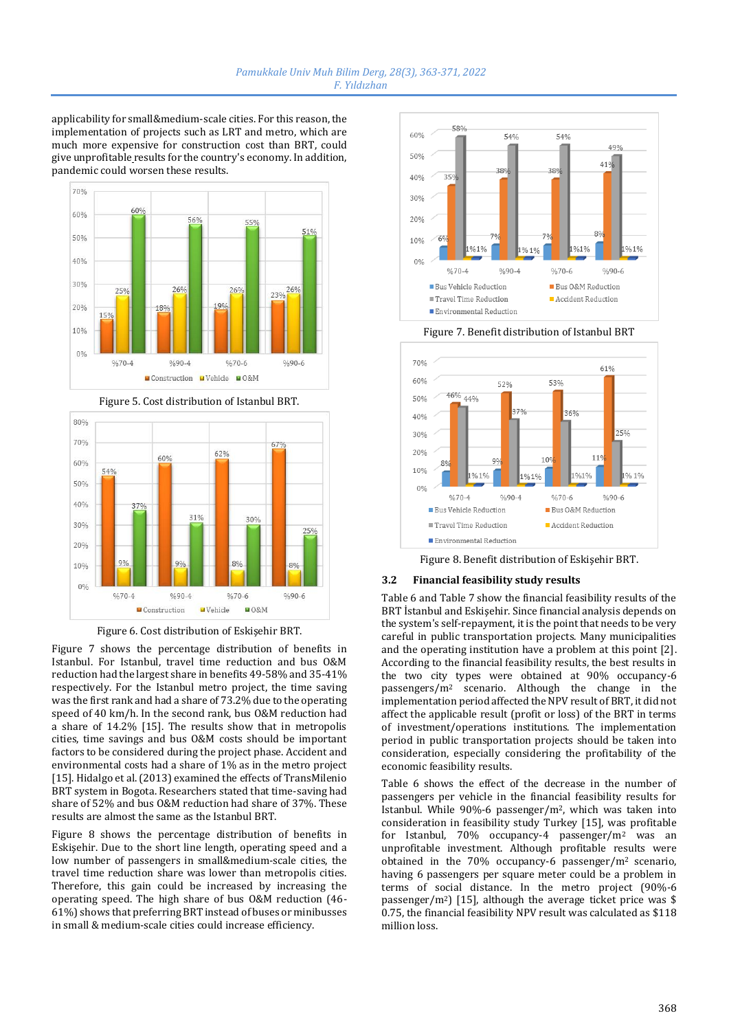applicability for small&medium-scale cities. For this reason, the implementation of projects such as LRT and metro, which are much more expensive for construction cost than BRT, could give unprofitable results for the country's economy. In addition, pandemic could worsen these results.

Figure 5. Cost distribution of Istanbul BRT.

Figure 6. Cost distribution of Eskişehir BRT.

Figure 7 shows the percentage distribution of benefits in Istanbul. For Istanbul, travel time reduction and bus O&M reduction had the largest share in benefits 49-58% and 35-41% respectively. For the Istanbul metro project, the time saving was the first rank and had a share of 73.2% due to the operating speed of 40 km/h. In the second rank, bus O&M reduction had a share of 14.2% [15]. The results show that in metropolis cities, time savings and bus O&M costs should be important factors to be considered during the project phase. Accident and environmental costs had a share of 1% as in the metro project [15]. Hidalgo et al. (2013) examined the effects of TransMilenio BRT system in Bogota. Researchers stated that time-saving had share of 52% and bus O&M reduction had share of 37%. These results are almost the same as the Istanbul BRT.

Figure 8 shows the percentage distribution of benefits in Eskişehir. Due to the short line length, operating speed and a low number of passengers in small&medium-scale cities, the travel time reduction share was lower than metropolis cities. Therefore, this gain could be increased by increasing the operating speed. The high share of bus O&M reduction (46-61%) shows that preferring BRT instead of buses or minibusses in small & medium-scale cities could increase efficiency.

Figure 7. Benefit distribution of Istanbul BRT

Figure 8. Benefit distribution of Eskişehir BRT.

### 3.2 Financial feasibility study results

Table 6 and Table 7 show the financial feasibility results of the BRT İstanbul and Eskişehir. Since financial analysis depends on the system's self-repayment, it is the point that needs to be very careful in public transportation projects. Many municipalities and the operating institution have a problem at this point [2]. According to the financial feasibility results, the best results in the two city types were obtained at 90% occupancy-6 passengers/m² scenario. Although the change in the implementation period affected the NPV result of BRT, it did not affect the applicable result (profit or loss) of the BRT in terms of investment/operations institutions. The implementation period in public transportation projects should be taken into consideration, especially considering the profitability of the economic feasibility results.

Table 6 shows the effect of the decrease in the number of passengers per vehicle in the financial feasibility results for Istanbul. While 90%-6 passenger/m², which was taken into consideration in feasibility study Turkey [15], was profitable for Istanbul, 70% occupancy-4 passenger/m² was an unprofitable investment. Although profitable results were obtained in the 70% occupancy-6 passenger/m² scenario, having 6 passengers per square meter could be a problem in terms of social distance. In the metro project (90%-6 passenger/m²) [15], although the average ticket price was $ 0.75, the financial feasibility NPV result was calculated as $118 million loss.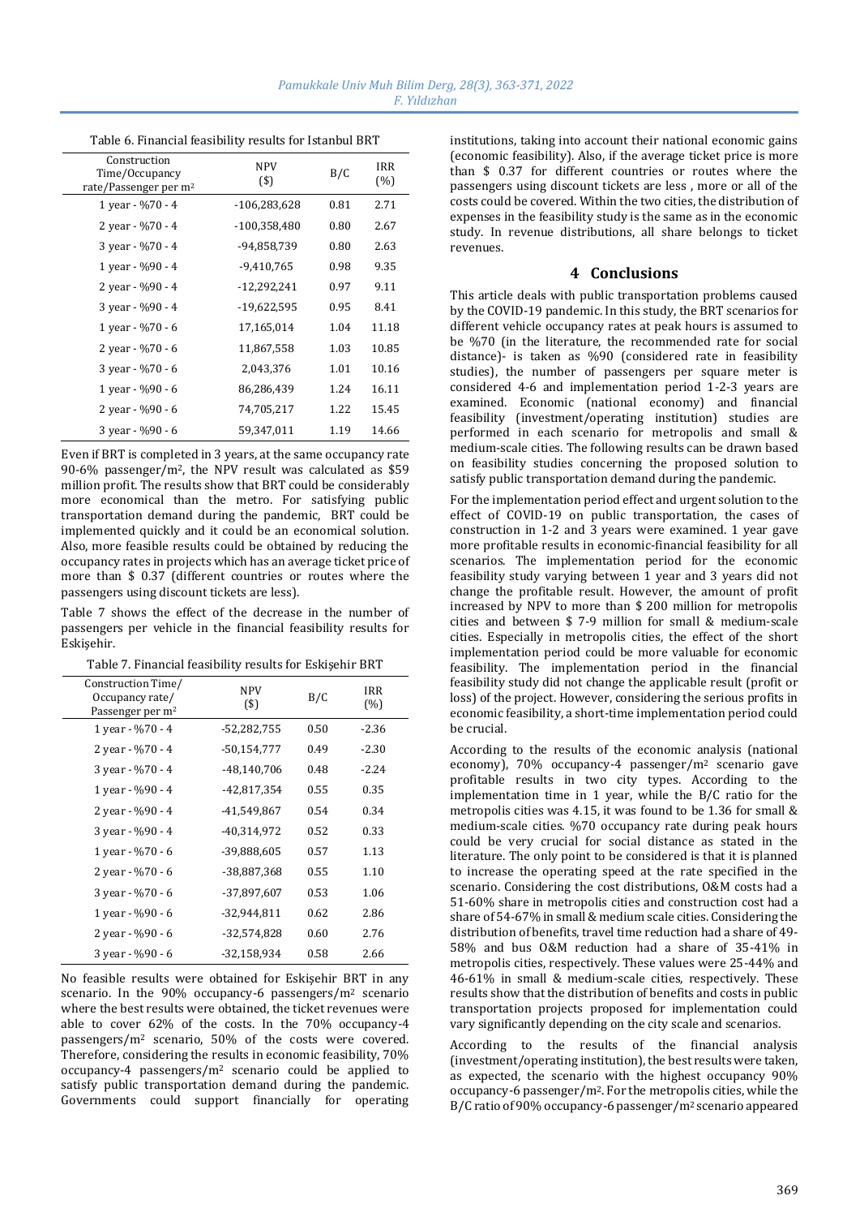Table 6. Financial feasibility results for Istanbul BRT

| Construction Time/Occupancy rate/Passenger per m² | NPV ($) | B/C | IRR (%) |
|---|---|---|---|
| 1 year - %70 - 4 | -106,283,628 | 0.81 | 2.71 |
| 2 year - %70 - 4 | -100,358,480 | 0.80 | 2.67 |
| 3 year - %70 - 4 | -94,858,739 | 0.80 | 2.63 |
| 1 year - %90 - 4 | -9,410,765 | 0.98 | 9.35 |
| 2 year - %90 - 4 | -12,292,241 | 0.97 | 9.11 |
| 3 year - %90 - 4 | -19,622,595 | 0.95 | 8.41 |
| 1 year - %70 - 6 | 17,165,014 | 1.04 | 11.18 |
| 2 year - %70 - 6 | 11,867,558 | 1.03 | 10.85 |
| 3 year - %70 - 6 | 2,043,376 | 1.01 | 10.16 |
| 1 year - %90 - 6 | 86,286,439 | 1.24 | 16.11 |
| 2 year - %90 - 6 | 74,705,217 | 1.22 | 15.45 |
| 3 year - %90 - 6 | 59,347,011 | 1.19 | 14.66 |

Even if BRT is completed in 3 years, at the same occupancy rate 90-6% passenger/m², the NPV result was calculated as $59 million profit. The results show that BRT could be considerably more economical than the metro. For satisfying public transportation demand during the pandemic, BRT could be implemented quickly and it could be an economical solution. Also, more feasible results could be obtained by reducing the occupancy rates in projects which has an average ticket price of more than $ 0.37 (different countries or routes where the passengers using discount tickets are less).

Table 7 shows the effect of the decrease in the number of passengers per vehicle in the financial feasibility results for Eskişehir.

Table 7. Financial feasibility results for Eskişehir BRT

| Construction Time/ Occupancy rate/ Passenger per m² | NPV ($) | B/C | IRR (%) |
|---|---|---|---|
| 1 year - %70 - 4 | -52,282,755 | 0.50 | -2.36 |
| 2 year - %70 - 4 | -50,154,777 | 0.49 | -2.30 |
| 3 year - %70 - 4 | -48,140,706 | 0.48 | -2.24 |
| 1 year - %90 - 4 | -42,817,354 | 0.55 | 0.35 |
| 2 year - %90 - 4 | -41,549,867 | 0.54 | 0.34 |
| 3 year - %90 - 4 | -40,314,972 | 0.52 | 0.33 |
| 1 year - %70 - 6 | -39,888,605 | 0.57 | 1.13 |
| 2 year - %70 - 6 | -38,887,368 | 0.55 | 1.10 |
| 3 year - %70 - 6 | -37,897,607 | 0.53 | 1.06 |
| 1 year - %90 - 6 | -32,944,811 | 0.62 | 2.86 |
| 2 year - %90 - 6 | -32,574,828 | 0.60 | 2.76 |
| 3 year - %90 - 6 | -32,158,934 | 0.58 | 2.66 |

No feasible results were obtained for Eskişehir BRT in any scenario. In the 90% occupancy-6 passengers/m² scenario where the best results were obtained, the ticket revenues were able to cover 62% of the costs. In the 70% occupancy-4 passengers/m² scenario, 50% of the costs were covered. Therefore, considering the results in economic feasibility, 70% occupancy-4 passengers/m² scenario could be applied to satisfy public transportation demand during the pandemic. Governments could support financially for operating institutions, taking into account their national economic gains (economic feasibility). Also, if the average ticket price is more than $ 0.37 for different countries or routes where the passengers using discount tickets are less , more or all of the costs could be covered. Within the two cities, the distribution of expenses in the feasibility study is the same as in the economic study. In revenue distributions, all share belongs to ticket revenues.

## 4 Conclusions

This article deals with public transportation problems caused by the COVID-19 pandemic. In this study, the BRT scenarios for different vehicle occupancy rates at peak hours is assumed to be %70 (in the literature, the recommended rate for social distance)- is taken as %90 (considered rate in feasibility studies), the number of passengers per square meter is considered 4-6 and implementation period 1-2-3 years are examined. Economic (national economy) and financial feasibility (investment/operating institution) studies are performed in each scenario for metropolis and small & medium-scale cities. The following results can be drawn based on feasibility studies concerning the proposed solution to satisfy public transportation demand during the pandemic.

For the implementation period effect and urgent solution to the effect of COVID-19 on public transportation, the cases of construction in 1-2 and 3 years were examined. 1 year gave more profitable results in economic-financial feasibility for all scenarios. The implementation period for the economic feasibility study varying between 1 year and 3 years did not change the profitable result. However, the amount of profit increased by NPV to more than $ 200 million for metropolis cities and between $ 7-9 million for small & medium-scale cities. Especially in metropolis cities, the effect of the short implementation period could be more valuable for economic feasibility. The implementation period in the financial feasibility study did not change the applicable result (profit or loss) of the project. However, considering the serious profits in economic feasibility, a short-time implementation period could be crucial.

According to the results of the economic analysis (national economy), 70% occupancy-4 passenger/m² scenario gave profitable results in two city types. According to the implementation time in 1 year, while the B/C ratio for the metropolis cities was 4.15, it was found to be 1.36 for small & medium-scale cities. %70 occupancy rate during peak hours could be very crucial for social distance as stated in the literature. The only point to be considered is that it is planned to increase the operating speed at the rate specified in the scenario. Considering the cost distributions, O&M costs had a 51-60% share in metropolis cities and construction cost had a share of 54-67% in small & medium scale cities. Considering the distribution of benefits, travel time reduction had a share of 49-58% and bus O&M reduction had a share of 35-41% in metropolis cities, respectively. These values were 25-44% and 46-61% in small & medium-scale cities, respectively. These results show that the distribution of benefits and costs in public transportation projects proposed for implementation could vary significantly depending on the city scale and scenarios.

According to the results of the financial analysis (investment/operating institution), the best results were taken, as expected, the scenario with the highest occupancy 90% occupancy-6 passenger/m². For the metropolis cities, while the B/C ratio of 90% occupancy-6 passenger/m² scenario appeared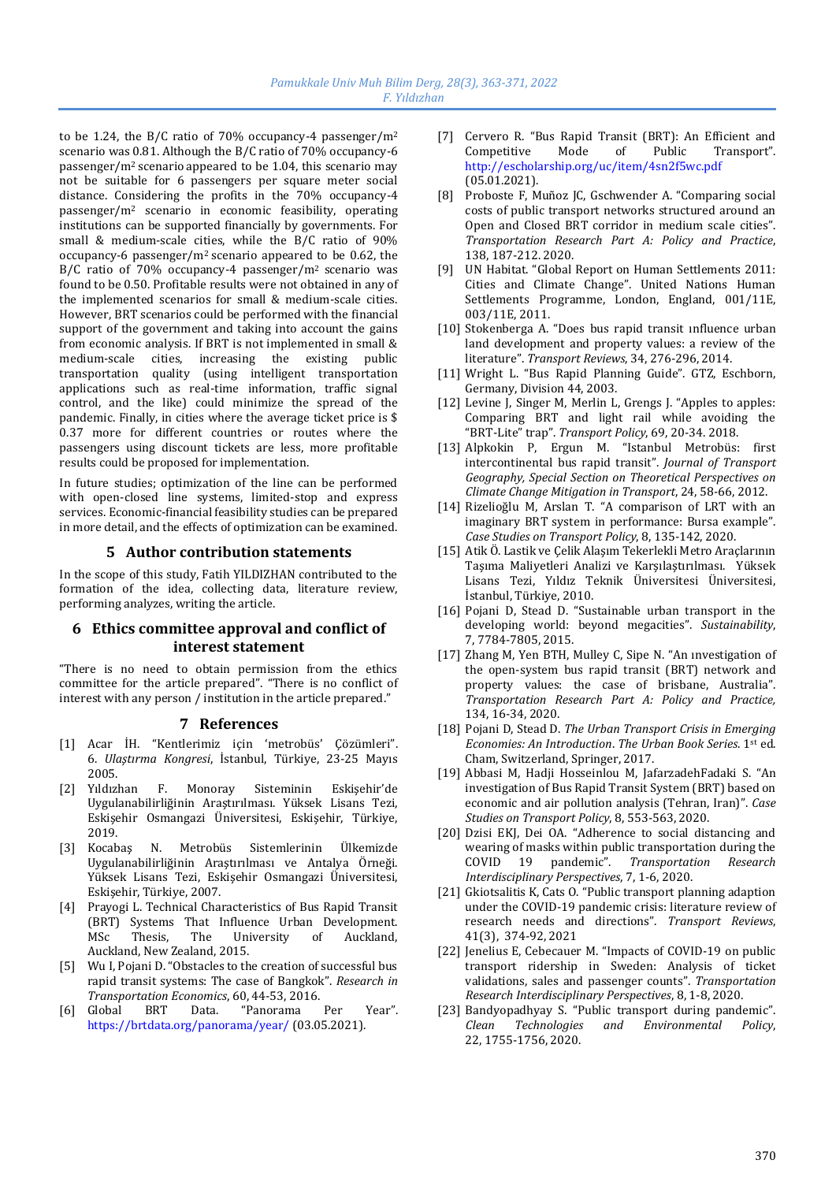to be 1.24, the B/C ratio of 70% occupancy-4 passenger/$m^2$ scenario was 0.81. Although the B/C ratio of 70% occupancy-6 passenger/$m^2$ scenario appeared to be 1.04, this scenario may not be suitable for 6 passengers per square meter social distance. Considering the profits in the 70% occupancy-4 passenger/$m^2$ scenario in economic feasibility, operating institutions can be supported financially by governments. For small & medium-scale cities, while the B/C ratio of 90% occupancy-6 passenger/$m^2$ scenario appeared to be 0.62, the B/C ratio of 70% occupancy-4 passenger/$m^2$ scenario was found to be 0.50. Profitable results were not obtained in any of the implemented scenarios for small & medium-scale cities. However, BRT scenarios could be performed with the financial support of the government and taking into account the gains from economic analysis. If BRT is not implemented in small & medium-scale cities, increasing the existing public transportation quality (using intelligent transportation applications such as real-time information, traffic signal control, and the like) could minimize the spread of the pandemic. Finally, in cities where the average ticket price is $ 0.37 more for different countries or routes where the passengers using discount tickets are less, more profitable results could be proposed for implementation.

In future studies; optimization of the line can be performed with open-closed line systems, limited-stop and express services. Economic-financial feasibility studies can be prepared in more detail, and the effects of optimization can be examined.

## 5 Author contribution statements

In the scope of this study, Fatih YILDIZHAN contributed to the formation of the idea, collecting data, literature review, performing analyzes, writing the article.

## 6 Ethics committee approval and conflict of interest statement

"There is no need to obtain permission from the ethics committee for the article prepared". "There is no conflict of interest with any person / institution in the article prepared."

## 7 References

[1] Acar İH. "Kentlerimiz için 'metrobüs' Çözümleri". 6. *Ulaştırma Kongresi*, İstanbul, Türkiye, 23-25 Mayıs 2005.

[2] Yıldızhan F. Monoray Sisteminin Eskişehir'de Uygulanabilirliğinin Araştırılması. Yüksek Lisans Tezi, Eskişehir Osmangazi Üniversitesi, Eskişehir, Türkiye, 2019.

[3] Kocabaş N. Metrobüs Sistemlerinin Ülkemizde Uygulanabilirliğinin Araştırılması ve Antalya Örneği. Yüksek Lisans Tezi, Eskişehir Osmangazi Üniversitesi, Eskişehir, Türkiye, 2007.

[4] Prayogi L. Technical Characteristics of Bus Rapid Transit (BRT) Systems That Influence Urban Development. MSc Thesis, The University of Auckland, Auckland, New Zealand, 2015.

[5] Wu I, Pojani D. "Obstacles to the creation of successful bus rapid transit systems: The case of Bangkok". *Research in Transportation Economics*, 60, 44-53, 2016.

[6] Global BRT Data. "Panorama Per Year". https://brtdata.org/panorama/year/ (03.05.2021).

[7] Cervero R. "Bus Rapid Transit (BRT): An Efficient and Competitive Mode of Public Transport". http://escholarship.org/uc/item/4sn2f5wc.pdf (05.01.2021).

[8] Proboste F, Muñoz JC, Gschwender A. "Comparing social costs of public transport networks structured around an Open and Closed BRT corridor in medium scale cities". *Transportation Research Part A: Policy and Practice*, 138, 187-212. 2020.

[9] UN Habitat. "Global Report on Human Settlements 2011: Cities and Climate Change". United Nations Human Settlements Programme, London, England, 001/11E, 003/11E, 2011.

[10] Stokenberga A. "Does bus rapid transit ınfluence urban land development and property values: a review of the literature". *Transport Reviews*, 34, 276-296, 2014.

[11] Wright L. "Bus Rapid Planning Guide". GTZ, Eschborn, Germany, Division 44, 2003.

[12] Levine J, Singer M, Merlin L, Grengs J. "Apples to apples: Comparing BRT and light rail while avoiding the "BRT-Lite" trap". *Transport Policy*, 69, 20-34. 2018.

[13] Alpkokin P, Ergun M. "Istanbul Metrobüs: first intercontinental bus rapid transit". *Journal of Transport Geography, Special Section on Theoretical Perspectives on Climate Change Mitigation in Transport*, 24, 58-66, 2012.

[14] Rizelioğlu M, Arslan T. "A comparison of LRT with an imaginary BRT system in performance: Bursa example". *Case Studies on Transport Policy*, 8, 135-142, 2020.

[15] Atik Ö. Lastik ve Çelik Alaşım Tekerlekli Metro Araçlarının Taşıma Maliyetleri Analizi ve Karşılaştırılması. Yüksek Lisans Tezi, Yıldız Teknik Üniversitesi Üniversitesi, İstanbul, Türkiye, 2010.

[16] Pojani D, Stead D. "Sustainable urban transport in the developing world: beyond megacities". *Sustainability*, 7, 7784-7805, 2015.

[17] Zhang M, Yen BTH, Mulley C, Sipe N. "An ınvestigation of the open-system bus rapid transit (BRT) network and property values: the case of brisbane, Australia". *Transportation Research Part A: Policy and Practice*, 134, 16-34, 2020.

[18] Pojani D, Stead D. *The Urban Transport Crisis in Emerging Economies: An Introduction*. *The Urban Book Series*. 1st ed. Cham, Switzerland, Springer, 2017.

[19] Abbasi M, Hadji Hosseinlou M, JafarzadehFadaki S. "An investigation of Bus Rapid Transit System (BRT) based on economic and air pollution analysis (Tehran, Iran)". *Case Studies on Transport Policy*, 8, 553-563, 2020.

[20] Dzisi EKJ, Dei OA. "Adherence to social distancing and wearing of masks within public transportation during the COVID 19 pandemic". *Transportation Research Interdisciplinary Perspectives*, 7, 1-6, 2020.

[21] Gkiotsalitis K, Cats O. "Public transport planning adaption under the COVID-19 pandemic crisis: literature review of research needs and directions". *Transport Reviews*, 41(3), 374-92, 2021

[22] Jenelius E, Cebecauer M. "Impacts of COVID-19 on public transport ridership in Sweden: Analysis of ticket validations, sales and passenger counts". *Transportation Research Interdisciplinary Perspectives*, 8, 1-8, 2020.

[23] Bandyopadhyay S. "Public transport during pandemic". *Clean Technologies and Environmental Policy*, 22, 1755-1756, 2020.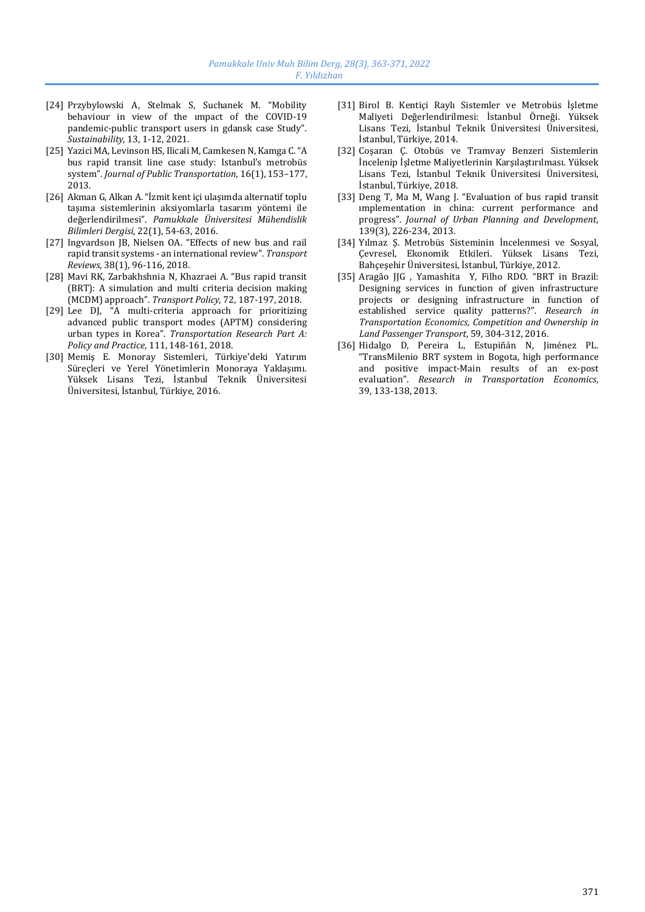[24] Przybylowski A, Stelmak S, Suchanek M. "Mobility behaviour in view of the ımpact of the COVID-19 pandemic-public transport users in gdansk case Study". *Sustainability,* 13, 1-12, 2021.

[25] Yazici MA, Levinson HS, Ilicali M, Camkesen N, Kamga C. "A bus rapid transit line case study: Istanbul's metrobüs system". *Journal of Public Transportation*, 16(1), 153–177, 2013.

[26] Akman G, Alkan A. "İzmit kent içi ulaşımda alternatif toplu taşıma sistemlerinin aksiyomlarla tasarım yöntemi ile değerlendirilmesi". *Pamukkale Üniversitesi Mühendislik Bilimleri Dergisi*, 22(1), 54-63, 2016.

[27] Ingvardson JB, Nielsen OA. "Effects of new bus and rail rapid transit systems - an international review". *Transport Reviews*, 38(1), 96-116, 2018.

[28] Mavi RK, Zarbakhshnia N, Khazraei A. "Bus rapid transit (BRT): A simulation and multi criteria decision making (MCDM) approach". *Transport Policy*, 72, 187-197, 2018.

[29] Lee DJ, "A multi-criteria approach for prioritizing advanced public transport modes (APTM) considering urban types in Korea". *Transportation Research Part A: Policy and Practice*, 111, 148-161, 2018.

[30] Memiş E. Monoray Sistemleri, Türkiye'deki Yatırım Süreçleri ve Yerel Yönetimlerin Monoraya Yaklaşımı. Yüksek Lisans Tezi, İstanbul Teknik Üniversitesi Üniversitesi, İstanbul, Türkiye, 2016.

[31] Birol B. Kentiçi Raylı Sistemler ve Metrobüs İşletme Maliyeti Değerlendirilmesi: İstanbul Örneği. Yüksek Lisans Tezi, İstanbul Teknik Üniversitesi Üniversitesi, İstanbul, Türkiye, 2014.

[32] Coşaran Ç. Otobüs ve Tramvay Benzeri Sistemlerin İncelenip İşletme Maliyetlerinin Karşılaştırılması. Yüksek Lisans Tezi, İstanbul Teknik Üniversitesi Üniversitesi, İstanbul, Türkiye, 2018.

[33] Deng T, Ma M, Wang J. "Evaluation of bus rapid transit ımplementation in china: current performance and progress". *Journal of Urban Planning and Development*, 139(3), 226-234, 2013.

[34] Yılmaz Ş. Metrobüs Sisteminin İncelenmesi ve Sosyal, Çevresel, Ekonomik Etkileri. Yüksek Lisans Tezi, Bahçeşehir Üniversitesi, İstanbul, Türkiye, 2012.

[35] Aragão JJG , Yamashita Y, Filho RDO. "BRT in Brazil: Designing services in function of given infrastructure projects or designing infrastructure in function of established service quality patterns?". *Research in Transportation Economics, Competition and Ownership in Land Passenger Transport*, 59, 304-312, 2016.

[36] Hidalgo D, Pereira L, Estupiñán N, Jiménez PL. "TransMilenio BRT system in Bogota, high performance and positive impact-Main results of an ex-post evaluation". *Research in Transportation Economics*, 39, 133-138, 2013.